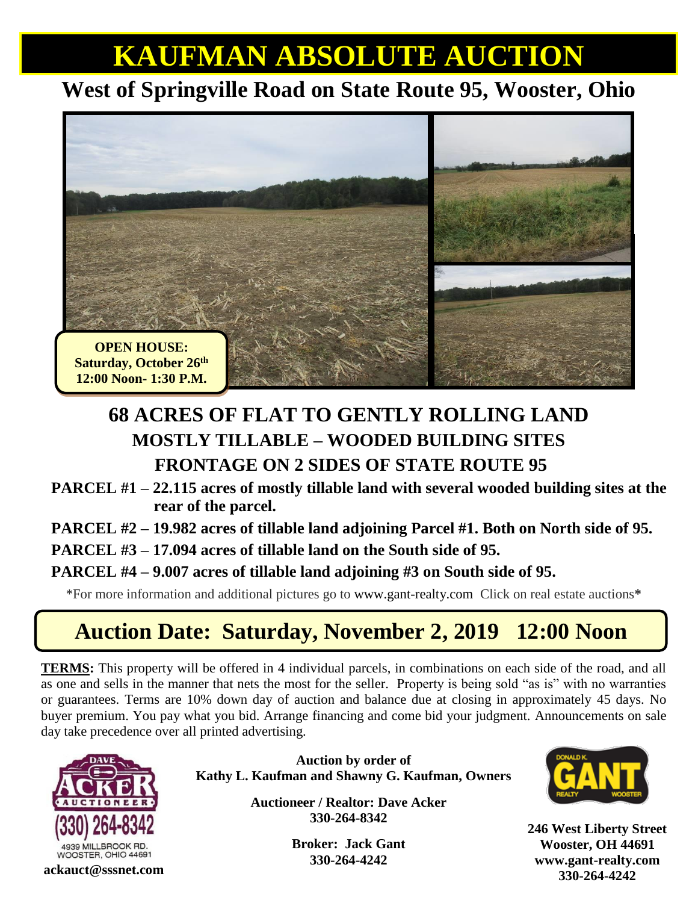# KAUFMAN ABSOLUTE AUCTION

## West of Springville Road on State Route 95, Wooster, Ohio

**OPEN HOUSE:**
**Saturday, October 26th**
**12:00 Noon- 1:30 P.M.**

## 68 ACRES OF FLAT TO GENTLY ROLLING LAND

### MOSTLY TILLABLE – WOODED BUILDING SITES

### FRONTAGE ON 2 SIDES OF STATE ROUTE 95

**PARCEL #1 – 22.115 acres of mostly tillable land with several wooded building sites at the rear of the parcel.**

**PARCEL #2 – 19.982 acres of tillable land adjoining Parcel #1. Both on North side of 95.**

**PARCEL #3 – 17.094 acres of tillable land on the South side of 95.**

**PARCEL #4 – 9.007 acres of tillable land adjoining #3 on South side of 95.**

*For more information and additional pictures go to www.gant-realty.com Click on real estate auctions*

## Auction Date: Saturday, November 2, 2019 12:00 Noon

**TERMS:** This property will be offered in 4 individual parcels, in combinations on each side of the road, and all as one and sells in the manner that nets the most for the seller. Property is being sold "as is" with no warranties or guarantees. Terms are 10% down day of auction and balance due at closing in approximately 45 days. No buyer premium. You pay what you bid. Arrange financing and come bid your judgment. Announcements on sale day take precedence over all printed advertising.

DAVE ACKER AUCTIONEER
(330) 264-8342
4939 MILLBROOK RD.
WOOSTER, OHIO 44691
**ackauct@sssnet.com**

**Auction by order of**
**Kathy L. Kaufman and Shawny G. Kaufman, Owners**

**Auctioneer / Realtor: Dave Acker**
**330-264-8342**

**Broker: Jack Gant**
**330-264-4242**

DONALD K. GANT REALTY WOOSTER

**246 West Liberty Street**
**Wooster, OH 44691**
**www.gant-realty.com**
**330-264-4242**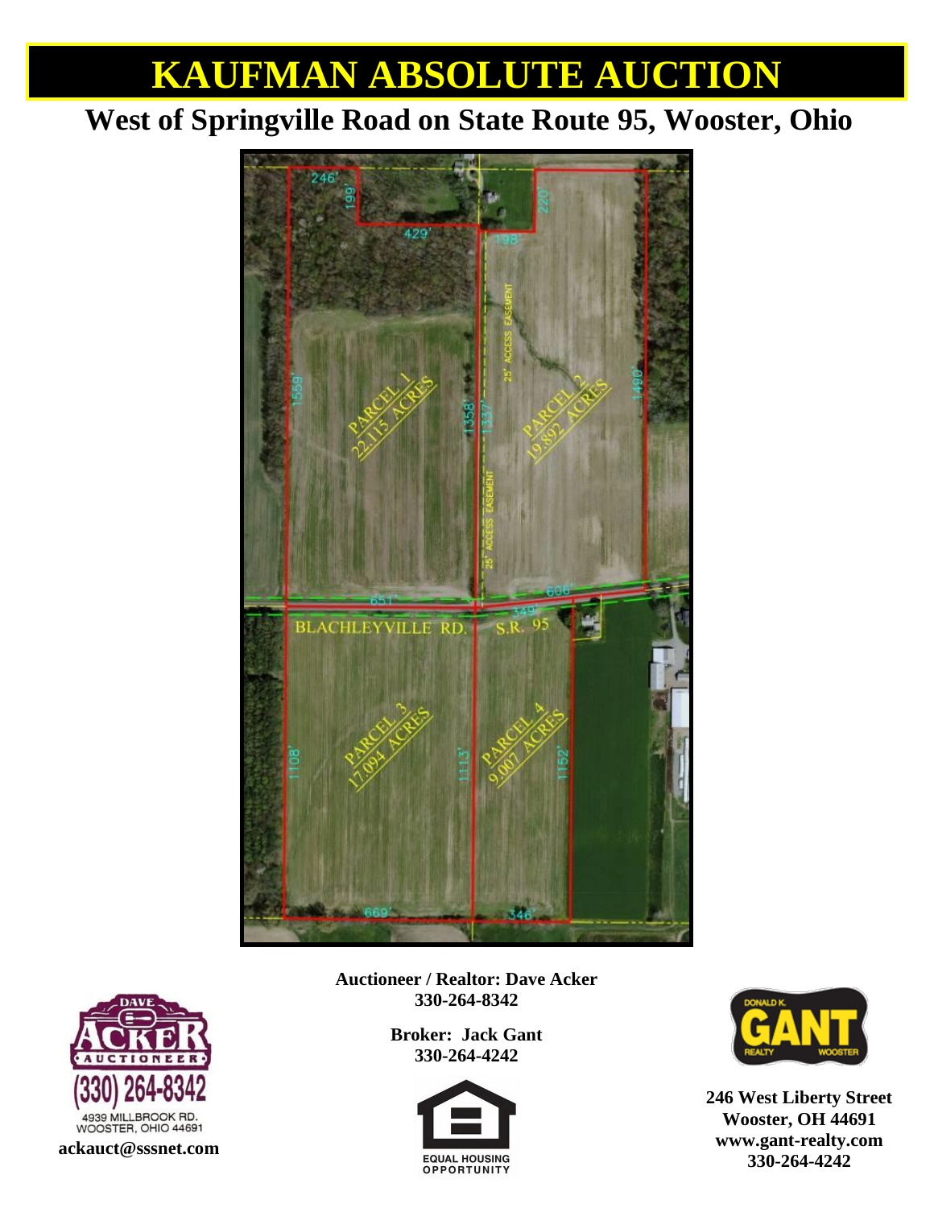# KAUFMAN ABSOLUTE AUCTION

## West of Springville Road on State Route 95, Wooster, Ohio

246'
199'
429'
198'
220'
1559'
1358'
1337'
1490'
25' ACCESS EASEMENT
PARCEL 1
22.115 ACRES
PARCEL 2
19.892 ACRES
651'
606'
349'
BLACHLEYVILLE RD.
S.R. 95
PARCEL 3
17.094 ACRES
PARCEL 4
9.007 ACRES
1108'
1113'
1152'
669'
346'

**Auctioneer / Realtor: Dave Acker**
**330-264-8342**

**Broker: Jack Gant**
**330-264-4242**

DAVE ACKER AUCTIONEER
(330) 264-8342
4939 MILLBROOK RD.
WOOSTER, OHIO 44691
**ackauct@sssnet.com**

EQUAL HOUSING OPPORTUNITY

DONALD K. GANT REALTY WOOSTER

**246 West Liberty Street**
**Wooster, OH 44691**
**www.gant-realty.com**
**330-264-4242**